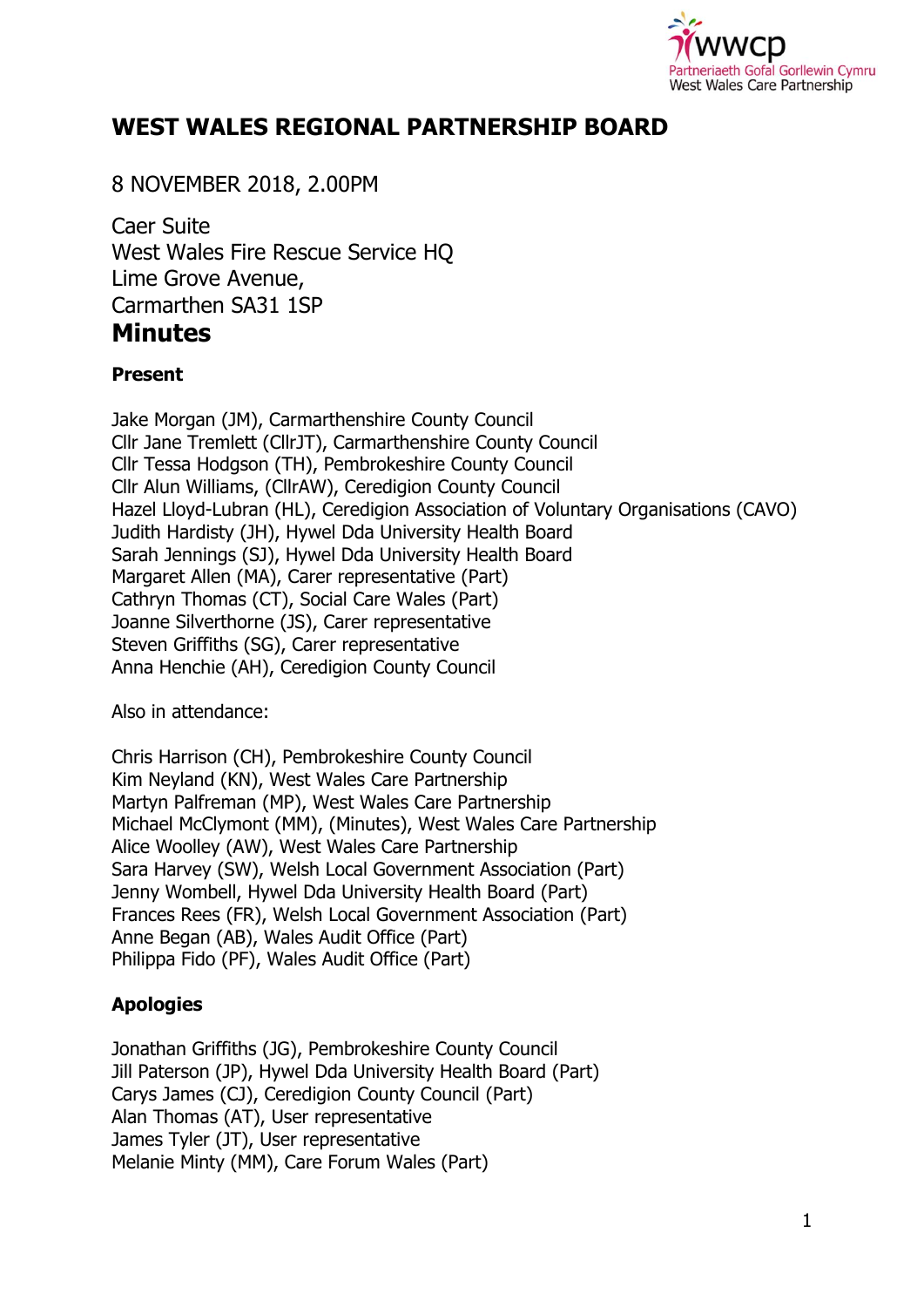# WEST WALES REGIONAL PARTNERSHIP BOARD

8 NOVEMBER 2018, 2.00PM

Caer Suite
West Wales Fire Rescue Service HQ
Lime Grove Avenue,
Carmarthen SA31 1SP

## Minutes

### Present

Jake Morgan (JM), Carmarthenshire County Council
Cllr Jane Tremlett (CllrJT), Carmarthenshire County Council
Cllr Tessa Hodgson (TH), Pembrokeshire County Council
Cllr Alun Williams, (CllrAW), Ceredigion County Council
Hazel Lloyd-Lubran (HL), Ceredigion Association of Voluntary Organisations (CAVO)
Judith Hardisty (JH), Hywel Dda University Health Board
Sarah Jennings (SJ), Hywel Dda University Health Board
Margaret Allen (MA), Carer representative (Part)
Cathryn Thomas (CT), Social Care Wales (Part)
Joanne Silverthorne (JS), Carer representative
Steven Griffiths (SG), Carer representative
Anna Henchie (AH), Ceredigion County Council

Also in attendance:

Chris Harrison (CH), Pembrokeshire County Council
Kim Neyland (KN), West Wales Care Partnership
Martyn Palfreman (MP), West Wales Care Partnership
Michael McClymont (MM), (Minutes), West Wales Care Partnership
Alice Woolley (AW), West Wales Care Partnership
Sara Harvey (SW), Welsh Local Government Association (Part)
Jenny Wombell, Hywel Dda University Health Board (Part)
Frances Rees (FR), Welsh Local Government Association (Part)
Anne Began (AB), Wales Audit Office (Part)
Philippa Fido (PF), Wales Audit Office (Part)

### Apologies

Jonathan Griffiths (JG), Pembrokeshire County Council
Jill Paterson (JP), Hywel Dda University Health Board (Part)
Carys James (CJ), Ceredigion County Council (Part)
Alan Thomas (AT), User representative
James Tyler (JT), User representative
Melanie Minty (MM), Care Forum Wales (Part)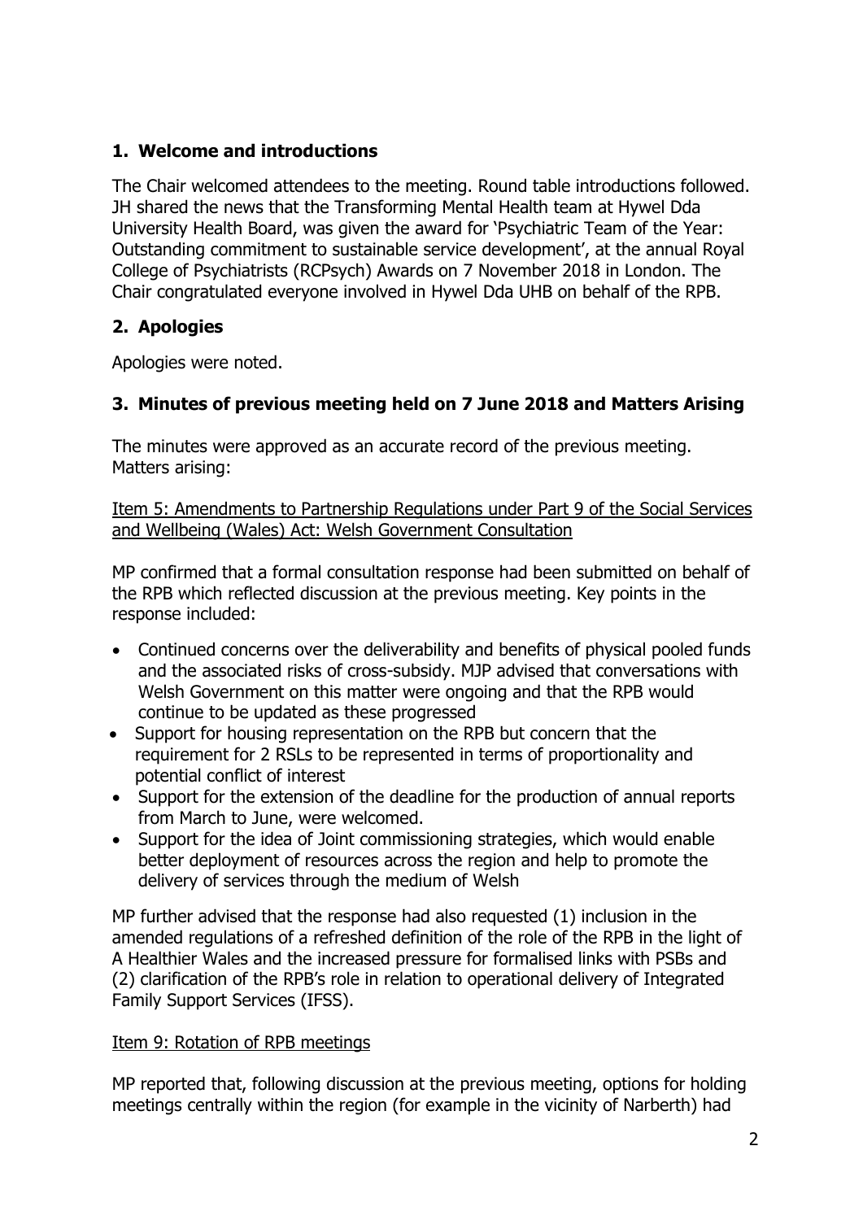## 1. Welcome and introductions

The Chair welcomed attendees to the meeting. Round table introductions followed. JH shared the news that the Transforming Mental Health team at Hywel Dda University Health Board, was given the award for 'Psychiatric Team of the Year: Outstanding commitment to sustainable service development', at the annual Royal College of Psychiatrists (RCPsych) Awards on 7 November 2018 in London. The Chair congratulated everyone involved in Hywel Dda UHB on behalf of the RPB.

## 2. Apologies

Apologies were noted.

## 3. Minutes of previous meeting held on 7 June 2018 and Matters Arising

The minutes were approved as an accurate record of the previous meeting. Matters arising:

Item 5: Amendments to Partnership Regulations under Part 9 of the Social Services and Wellbeing (Wales) Act: Welsh Government Consultation

MP confirmed that a formal consultation response had been submitted on behalf of the RPB which reflected discussion at the previous meeting. Key points in the response included:

- Continued concerns over the deliverability and benefits of physical pooled funds and the associated risks of cross-subsidy. MJP advised that conversations with Welsh Government on this matter were ongoing and that the RPB would continue to be updated as these progressed
- Support for housing representation on the RPB but concern that the requirement for 2 RSLs to be represented in terms of proportionality and potential conflict of interest
- Support for the extension of the deadline for the production of annual reports from March to June, were welcomed.
- Support for the idea of Joint commissioning strategies, which would enable better deployment of resources across the region and help to promote the delivery of services through the medium of Welsh

MP further advised that the response had also requested (1) inclusion in the amended regulations of a refreshed definition of the role of the RPB in the light of A Healthier Wales and the increased pressure for formalised links with PSBs and (2) clarification of the RPB's role in relation to operational delivery of Integrated Family Support Services (IFSS).

Item 9: Rotation of RPB meetings

MP reported that, following discussion at the previous meeting, options for holding meetings centrally within the region (for example in the vicinity of Narberth) had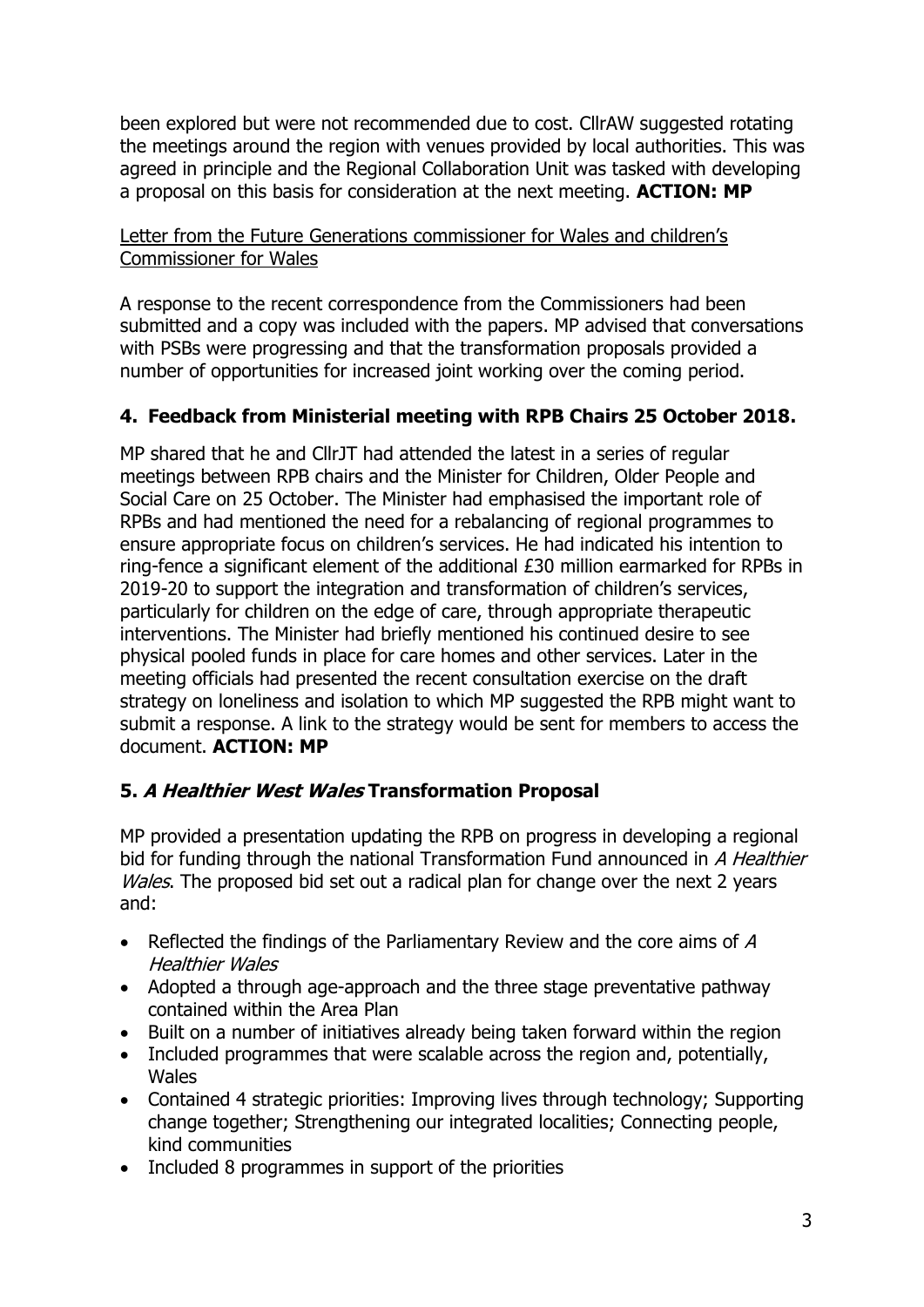been explored but were not recommended due to cost. CllrAW suggested rotating the meetings around the region with venues provided by local authorities. This was agreed in principle and the Regional Collaboration Unit was tasked with developing a proposal on this basis for consideration at the next meeting. **ACTION: MP**

<u>Letter from the Future Generations commissioner for Wales and children's Commissioner for Wales</u>

A response to the recent correspondence from the Commissioners had been submitted and a copy was included with the papers. MP advised that conversations with PSBs were progressing and that the transformation proposals provided a number of opportunities for increased joint working over the coming period.

### 4. Feedback from Ministerial meeting with RPB Chairs 25 October 2018.

MP shared that he and CllrJT had attended the latest in a series of regular meetings between RPB chairs and the Minister for Children, Older People and Social Care on 25 October. The Minister had emphasised the important role of RPBs and had mentioned the need for a rebalancing of regional programmes to ensure appropriate focus on children's services. He had indicated his intention to ring-fence a significant element of the additional £30 million earmarked for RPBs in 2019-20 to support the integration and transformation of children's services, particularly for children on the edge of care, through appropriate therapeutic interventions. The Minister had briefly mentioned his continued desire to see physical pooled funds in place for care homes and other services. Later in the meeting officials had presented the recent consultation exercise on the draft strategy on loneliness and isolation to which MP suggested the RPB might want to submit a response. A link to the strategy would be sent for members to access the document. **ACTION: MP**

### 5. *A Healthier West Wales* Transformation Proposal

MP provided a presentation updating the RPB on progress in developing a regional bid for funding through the national Transformation Fund announced in *A Healthier Wales*. The proposed bid set out a radical plan for change over the next 2 years and:

- Reflected the findings of the Parliamentary Review and the core aims of *A Healthier Wales*
- Adopted a through age-approach and the three stage preventative pathway contained within the Area Plan
- Built on a number of initiatives already being taken forward within the region
- Included programmes that were scalable across the region and, potentially, Wales
- Contained 4 strategic priorities: Improving lives through technology; Supporting change together; Strengthening our integrated localities; Connecting people, kind communities
- Included 8 programmes in support of the priorities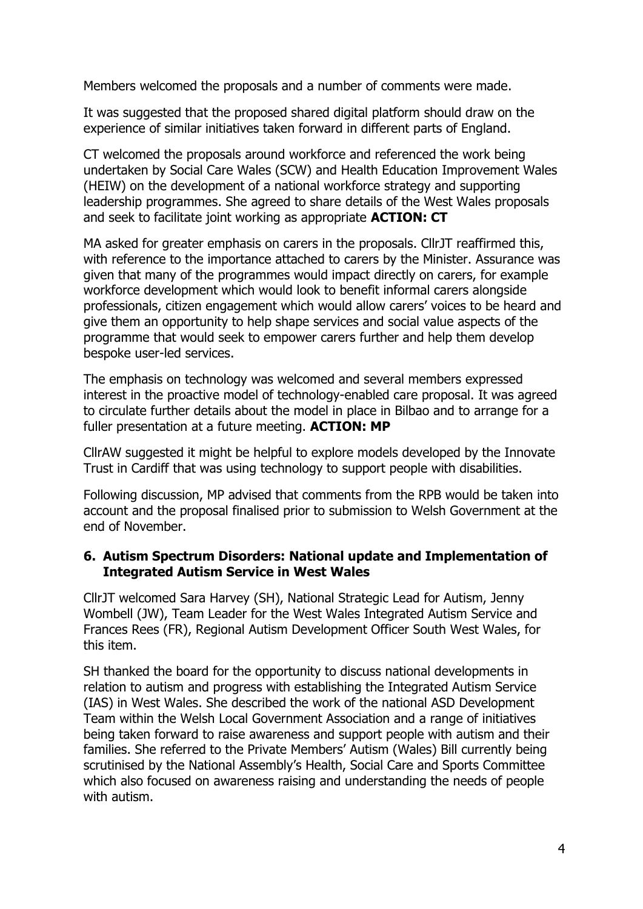Members welcomed the proposals and a number of comments were made.

It was suggested that the proposed shared digital platform should draw on the experience of similar initiatives taken forward in different parts of England.

CT welcomed the proposals around workforce and referenced the work being undertaken by Social Care Wales (SCW) and Health Education Improvement Wales (HEIW) on the development of a national workforce strategy and supporting leadership programmes. She agreed to share details of the West Wales proposals and seek to facilitate joint working as appropriate **ACTION: CT**

MA asked for greater emphasis on carers in the proposals. CllrJT reaffirmed this, with reference to the importance attached to carers by the Minister. Assurance was given that many of the programmes would impact directly on carers, for example workforce development which would look to benefit informal carers alongside professionals, citizen engagement which would allow carers' voices to be heard and give them an opportunity to help shape services and social value aspects of the programme that would seek to empower carers further and help them develop bespoke user-led services.

The emphasis on technology was welcomed and several members expressed interest in the proactive model of technology-enabled care proposal. It was agreed to circulate further details about the model in place in Bilbao and to arrange for a fuller presentation at a future meeting. **ACTION: MP**

CllrAW suggested it might be helpful to explore models developed by the Innovate Trust in Cardiff that was using technology to support people with disabilities.

Following discussion, MP advised that comments from the RPB would be taken into account and the proposal finalised prior to submission to Welsh Government at the end of November.

### 6. Autism Spectrum Disorders: National update and Implementation of Integrated Autism Service in West Wales

CllrJT welcomed Sara Harvey (SH), National Strategic Lead for Autism, Jenny Wombell (JW), Team Leader for the West Wales Integrated Autism Service and Frances Rees (FR), Regional Autism Development Officer South West Wales, for this item.

SH thanked the board for the opportunity to discuss national developments in relation to autism and progress with establishing the Integrated Autism Service (IAS) in West Wales. She described the work of the national ASD Development Team within the Welsh Local Government Association and a range of initiatives being taken forward to raise awareness and support people with autism and their families. She referred to the Private Members' Autism (Wales) Bill currently being scrutinised by the National Assembly's Health, Social Care and Sports Committee which also focused on awareness raising and understanding the needs of people with autism.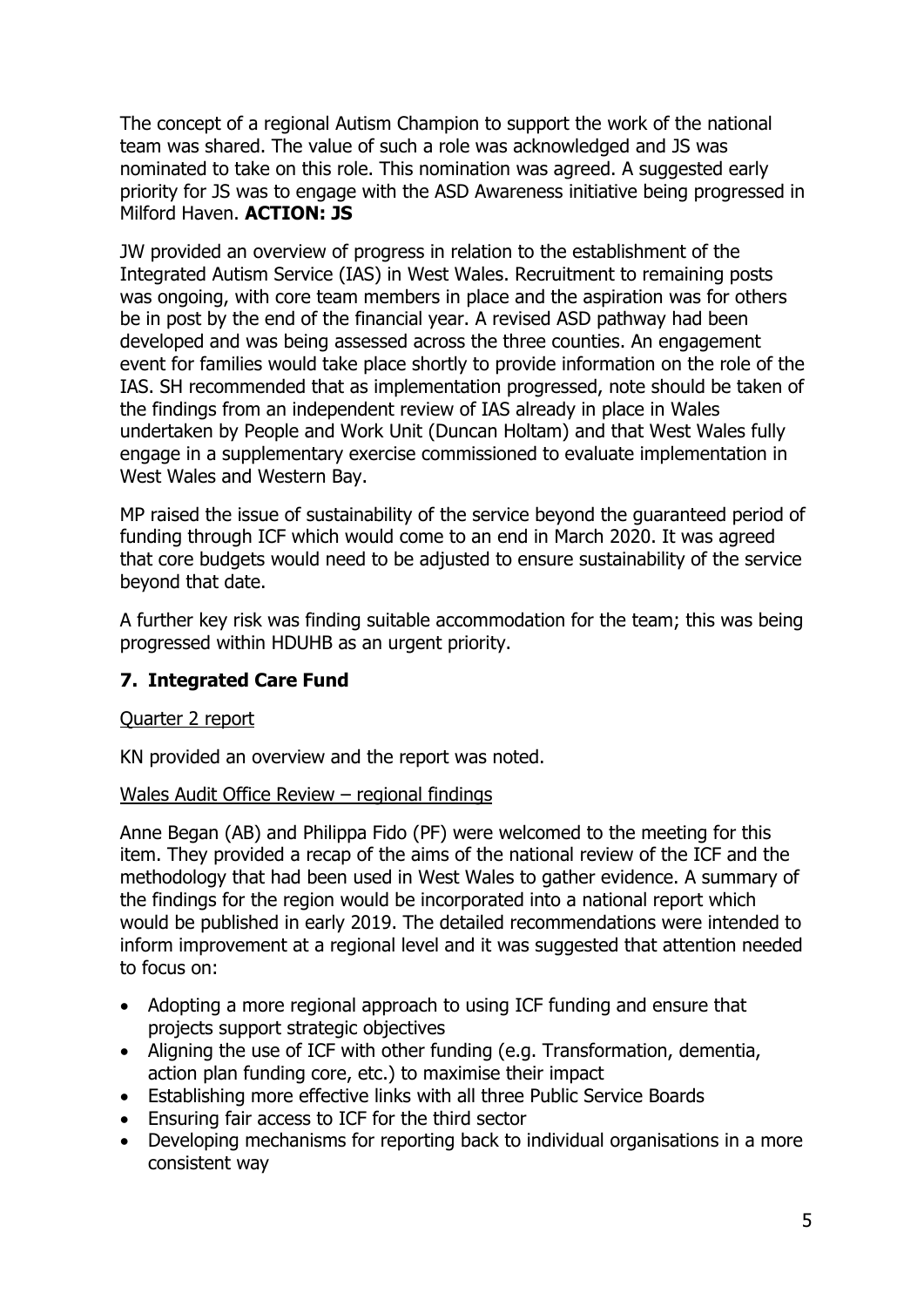The concept of a regional Autism Champion to support the work of the national team was shared. The value of such a role was acknowledged and JS was nominated to take on this role. This nomination was agreed. A suggested early priority for JS was to engage with the ASD Awareness initiative being progressed in Milford Haven. **ACTION: JS**

JW provided an overview of progress in relation to the establishment of the Integrated Autism Service (IAS) in West Wales. Recruitment to remaining posts was ongoing, with core team members in place and the aspiration was for others be in post by the end of the financial year. A revised ASD pathway had been developed and was being assessed across the three counties. An engagement event for families would take place shortly to provide information on the role of the IAS. SH recommended that as implementation progressed, note should be taken of the findings from an independent review of IAS already in place in Wales undertaken by People and Work Unit (Duncan Holtam) and that West Wales fully engage in a supplementary exercise commissioned to evaluate implementation in West Wales and Western Bay.

MP raised the issue of sustainability of the service beyond the guaranteed period of funding through ICF which would come to an end in March 2020. It was agreed that core budgets would need to be adjusted to ensure sustainability of the service beyond that date.

A further key risk was finding suitable accommodation for the team; this was being progressed within HDUHB as an urgent priority.

## 7. Integrated Care Fund

Quarter 2 report

KN provided an overview and the report was noted.

Wales Audit Office Review – regional findings

Anne Began (AB) and Philippa Fido (PF) were welcomed to the meeting for this item. They provided a recap of the aims of the national review of the ICF and the methodology that had been used in West Wales to gather evidence. A summary of the findings for the region would be incorporated into a national report which would be published in early 2019. The detailed recommendations were intended to inform improvement at a regional level and it was suggested that attention needed to focus on:

- Adopting a more regional approach to using ICF funding and ensure that projects support strategic objectives
- Aligning the use of ICF with other funding (e.g. Transformation, dementia, action plan funding core, etc.) to maximise their impact
- Establishing more effective links with all three Public Service Boards
- Ensuring fair access to ICF for the third sector
- Developing mechanisms for reporting back to individual organisations in a more consistent way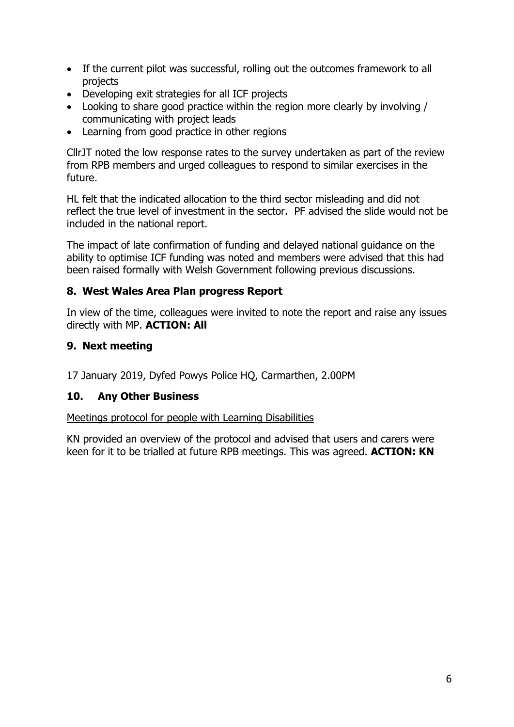- If the current pilot was successful, rolling out the outcomes framework to all projects
- Developing exit strategies for all ICF projects
- Looking to share good practice within the region more clearly by involving / communicating with project leads
- Learning from good practice in other regions

CllrJT noted the low response rates to the survey undertaken as part of the review from RPB members and urged colleagues to respond to similar exercises in the future.

HL felt that the indicated allocation to the third sector misleading and did not reflect the true level of investment in the sector. PF advised the slide would not be included in the national report.

The impact of late confirmation of funding and delayed national guidance on the ability to optimise ICF funding was noted and members were advised that this had been raised formally with Welsh Government following previous discussions.

## 8. West Wales Area Plan progress Report

In view of the time, colleagues were invited to note the report and raise any issues directly with MP. **ACTION: All**

## 9. Next meeting

17 January 2019, Dyfed Powys Police HQ, Carmarthen, 2.00PM

## 10. Any Other Business

Meetings protocol for people with Learning Disabilities

KN provided an overview of the protocol and advised that users and carers were keen for it to be trialled at future RPB meetings. This was agreed. **ACTION: KN**